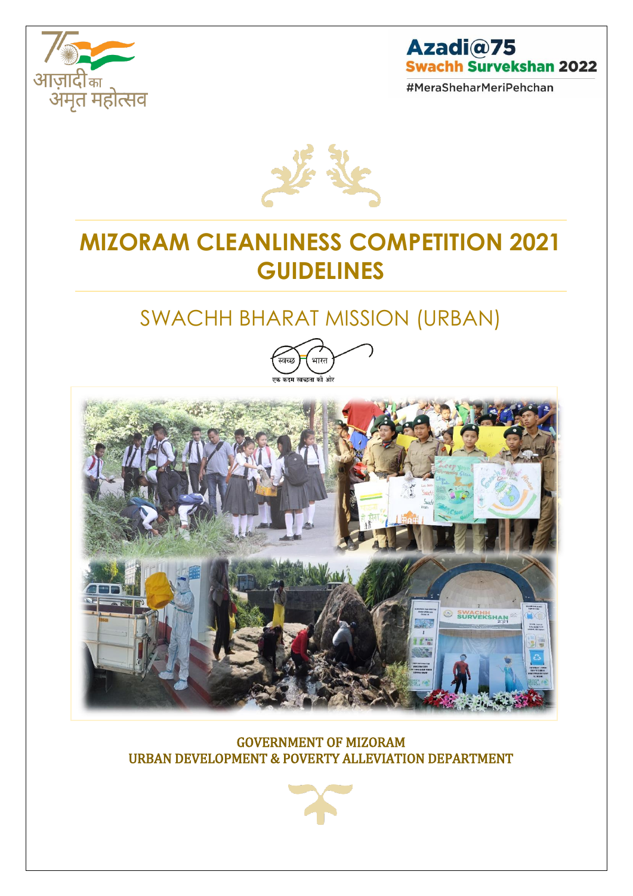आज़ादी का अमृत महोत्सव

Azadi@75
Swachh Survekshan 2022
#MeraSheharMeriPehchan

# MIZORAM CLEANLINESS COMPETITION 2021 GUIDELINES

## SWACHH BHARAT MISSION (URBAN)

स्वच्छ भारत
एक कदम स्वच्छता की ओर

GOVERNMENT OF MIZORAM
URBAN DEVELOPMENT & POVERTY ALLEVIATION DEPARTMENT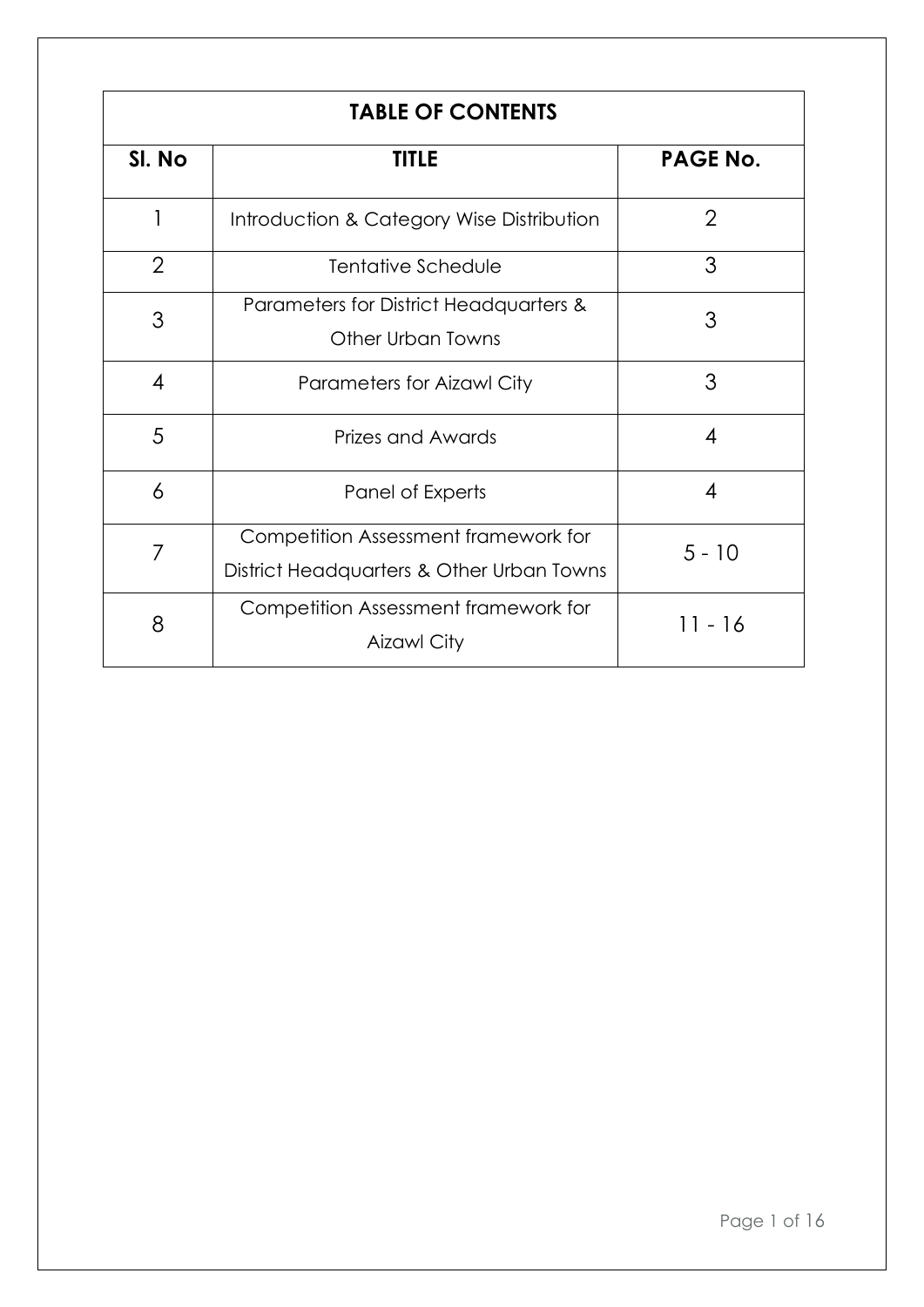| TABLE OF CONTENTS | | |
|---|---|---|
| **Sl. No** | **TITLE** | **PAGE No.** |
| 1 | Introduction & Category Wise Distribution | 2 |
| 2 | Tentative Schedule | 3 |
| 3 | Parameters for District Headquarters & Other Urban Towns | 3 |
| 4 | Parameters for Aizawl City | 3 |
| 5 | Prizes and Awards | 4 |
| 6 | Panel of Experts | 4 |
| 7 | Competition Assessment framework for District Headquarters & Other Urban Towns | 5 - 10 |
| 8 | Competition Assessment framework for Aizawl City | 11 - 16 |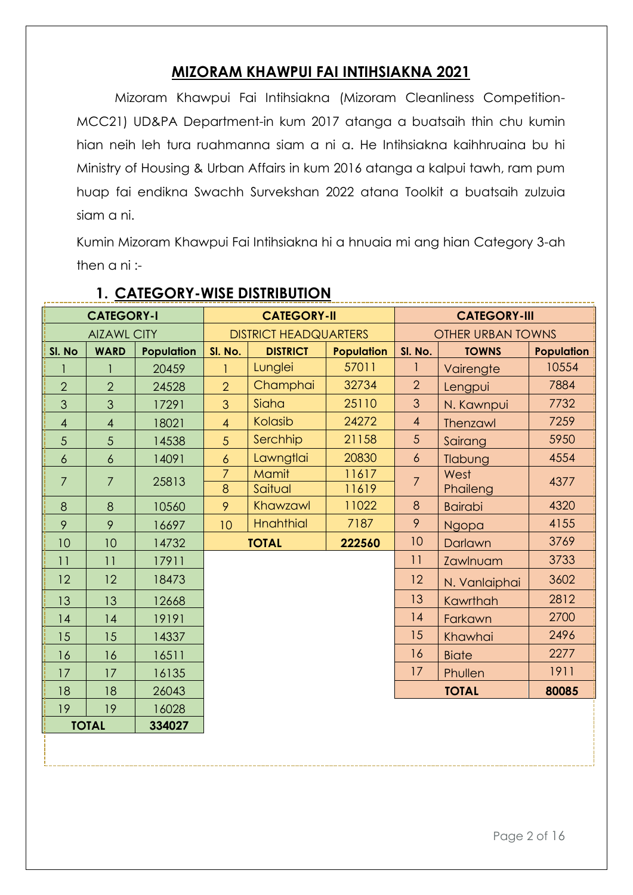## MIZORAM KHAWPUI FAI INTIHSIAKNA 2021

Mizoram Khawpui Fai Intihsiakna (Mizoram Cleanliness Competition-MCC21) UD&PA Department-in kum 2017 atanga a buatsaih thin chu kumin hian neih leh tura ruahmanna siam a ni a. He Intihsiakna kaihhruaina bu hi Ministry of Housing & Urban Affairs in kum 2016 atanga a kalpui tawh, ram pum huap fai endikna Swachh Survekshan 2022 atana Toolkit a buatsaih zulzuia siam a ni.

Kumin Mizoram Khawpui Fai Intihsiakna hi a hnuaia mi ang hian Category 3-ah then a ni :-

### 1. CATEGORY-WISE DISTRIBUTION

| CATEGORY-I | | | CATEGORY-II | | | CATEGORY-III | | |
|---|---|---|---|---|---|---|---|---|
| AIZAWL CITY | | | DISTRICT HEADQUARTERS | | | OTHER URBAN TOWNS | | |
| Sl. No | WARD | Population | Sl. No. | DISTRICT | Population | Sl. No. | TOWNS | Population |
| 1 | 1 | 20459 | 1 | Lunglei | 57011 | 1 | Vairengte | 10554 |
| 2 | 2 | 24528 | 2 | Champhai | 32734 | 2 | Lengpui | 7884 |
| 3 | 3 | 17291 | 3 | Siaha | 25110 | 3 | N. Kawnpui | 7732 |
| 4 | 4 | 18021 | 4 | Kolasib | 24272 | 4 | Thenzawl | 7259 |
| 5 | 5 | 14538 | 5 | Serchhip | 21158 | 5 | Sairang | 5950 |
| 6 | 6 | 14091 | 6 | Lawngtlai | 20830 | 6 | Tlabung | 4554 |
| 7 | 7 | 25813 | 7 | Mamit | 11617 | 7 | West Phaileng | 4377 |
| | | | 8 | Saitual | 11619 | | | |
| 8 | 8 | 10560 | 9 | Khawzawl | 11022 | 8 | Bairabi | 4320 |
| 9 | 9 | 16697 | 10 | Hnahthial | 7187 | 9 | Ngopa | 4155 |
| 10 | 10 | 14732 | | TOTAL | 222560 | 10 | Darlawn | 3769 |
| 11 | 11 | 17911 | | | | 11 | Zawlnuam | 3733 |
| 12 | 12 | 18473 | | | | 12 | N. Vanlaiphai | 3602 |
| 13 | 13 | 12668 | | | | 13 | Kawrthah | 2812 |
| 14 | 14 | 19191 | | | | 14 | Farkawn | 2700 |
| 15 | 15 | 14337 | | | | 15 | Khawhai | 2496 |
| 16 | 16 | 16511 | | | | 16 | Biate | 2277 |
| 17 | 17 | 16135 | | | | 17 | Phullen | 1911 |
| 18 | 18 | 26043 | | | | | TOTAL | 80085 |
| 19 | 19 | 16028 | | | | | | |
| TOTAL | | 334027 | | | | | | |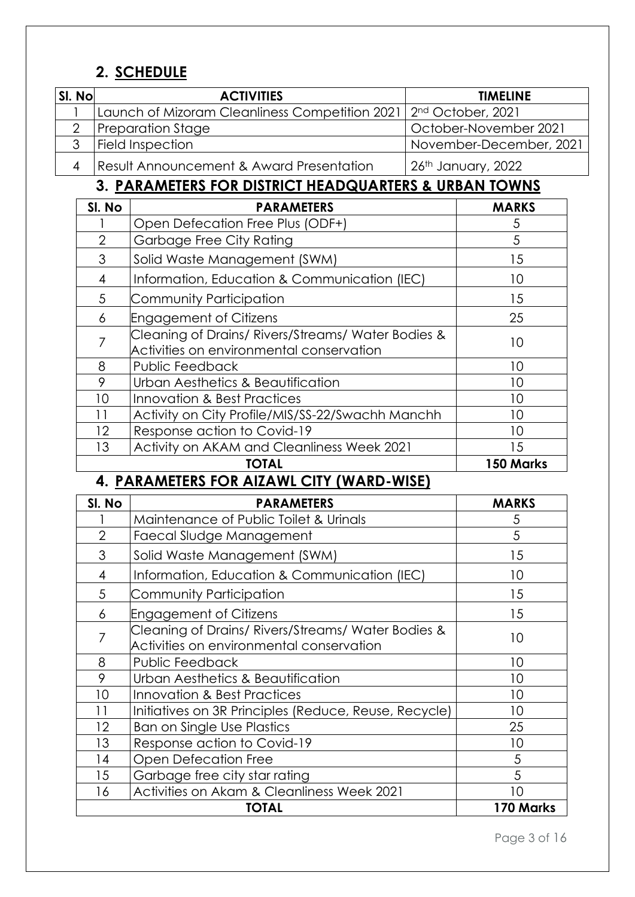## 2. SCHEDULE

| Sl. No | ACTIVITIES | TIMELINE |
|---|---|---|
| 1 | Launch of Mizoram Cleanliness Competition 2021 | 2nd October, 2021 |
| 2 | Preparation Stage | October-November 2021 |
| 3 | Field Inspection | November-December, 2021 |
| 4 | Result Announcement & Award Presentation | 26th January, 2022 |

## 3. PARAMETERS FOR DISTRICT HEADQUARTERS & URBAN TOWNS

| Sl. No | PARAMETERS | MARKS |
|---|---|---|
| 1 | Open Defecation Free Plus (ODF+) | 5 |
| 2 | Garbage Free City Rating | 5 |
| 3 | Solid Waste Management (SWM) | 15 |
| 4 | Information, Education & Communication (IEC) | 10 |
| 5 | Community Participation | 15 |
| 6 | Engagement of Citizens | 25 |
| 7 | Cleaning of Drains/ Rivers/Streams/ Water Bodies & Activities on environmental conservation | 10 |
| 8 | Public Feedback | 10 |
| 9 | Urban Aesthetics & Beautification | 10 |
| 10 | Innovation & Best Practices | 10 |
| 11 | Activity on City Profile/MIS/SS-22/Swachh Manchh | 10 |
| 12 | Response action to Covid-19 | 10 |
| 13 | Activity on AKAM and Cleanliness Week 2021 | 15 |
| | **TOTAL** | **150 Marks** |

## 4. PARAMETERS FOR AIZAWL CITY (WARD-WISE)

| Sl. No | PARAMETERS | MARKS |
|---|---|---|
| 1 | Maintenance of Public Toilet & Urinals | 5 |
| 2 | Faecal Sludge Management | 5 |
| 3 | Solid Waste Management (SWM) | 15 |
| 4 | Information, Education & Communication (IEC) | 10 |
| 5 | Community Participation | 15 |
| 6 | Engagement of Citizens | 15 |
| 7 | Cleaning of Drains/ Rivers/Streams/ Water Bodies & Activities on environmental conservation | 10 |
| 8 | Public Feedback | 10 |
| 9 | Urban Aesthetics & Beautification | 10 |
| 10 | Innovation & Best Practices | 10 |
| 11 | Initiatives on 3R Principles (Reduce, Reuse, Recycle) | 10 |
| 12 | Ban on Single Use Plastics | 25 |
| 13 | Response action to Covid-19 | 10 |
| 14 | Open Defecation Free | 5 |
| 15 | Garbage free city star rating | 5 |
| 16 | Activities on Akam & Cleanliness Week 2021 | 10 |
| | **TOTAL** | **170 Marks** |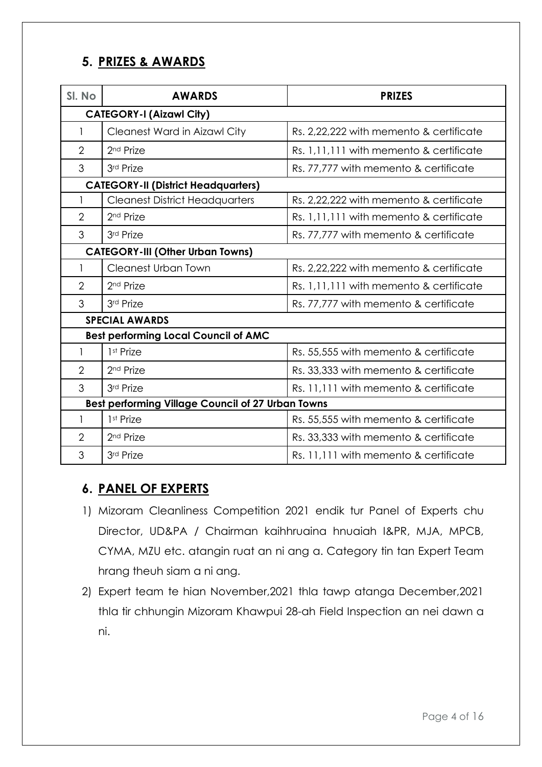## 5. PRIZES & AWARDS

| Sl. No | AWARDS | PRIZES |
|---|---|---|
| **CATEGORY-I (Aizawl City)** | | |
| 1 | Cleanest Ward in Aizawl City | Rs. 2,22,222 with memento & certificate |
| 2 | 2nd Prize | Rs. 1,11,111 with memento & certificate |
| 3 | 3rd Prize | Rs. 77,777 with memento & certificate |
| **CATEGORY-II (District Headquarters)** | | |
| 1 | Cleanest District Headquarters | Rs. 2,22,222 with memento & certificate |
| 2 | 2nd Prize | Rs. 1,11,111 with memento & certificate |
| 3 | 3rd Prize | Rs. 77,777 with memento & certificate |
| **CATEGORY-III (Other Urban Towns)** | | |
| 1 | Cleanest Urban Town | Rs. 2,22,222 with memento & certificate |
| 2 | 2nd Prize | Rs. 1,11,111 with memento & certificate |
| 3 | 3rd Prize | Rs. 77,777 with memento & certificate |
| **SPECIAL AWARDS** | | |
| **Best performing Local Council of AMC** | | |
| 1 | 1st Prize | Rs. 55,555 with memento & certificate |
| 2 | 2nd Prize | Rs. 33,333 with memento & certificate |
| 3 | 3rd Prize | Rs. 11,111 with memento & certificate |
| **Best performing Village Council of 27 Urban Towns** | | |
| 1 | 1st Prize | Rs. 55,555 with memento & certificate |
| 2 | 2nd Prize | Rs. 33,333 with memento & certificate |
| 3 | 3rd Prize | Rs. 11,111 with memento & certificate |

## 6. PANEL OF EXPERTS

1) Mizoram Cleanliness Competition 2021 endik tur Panel of Experts chu Director, UD&PA / Chairman kaihhruaina hnuaiah I&PR, MJA, MPCB, CYMA, MZU etc. atangin ruat an ni ang a. Category tin tan Expert Team hrang theuh siam a ni ang.
2) Expert team te hian November,2021 thla tawp atanga December,2021 thla tir chhungin Mizoram Khawpui 28-ah Field Inspection an nei dawn a ni.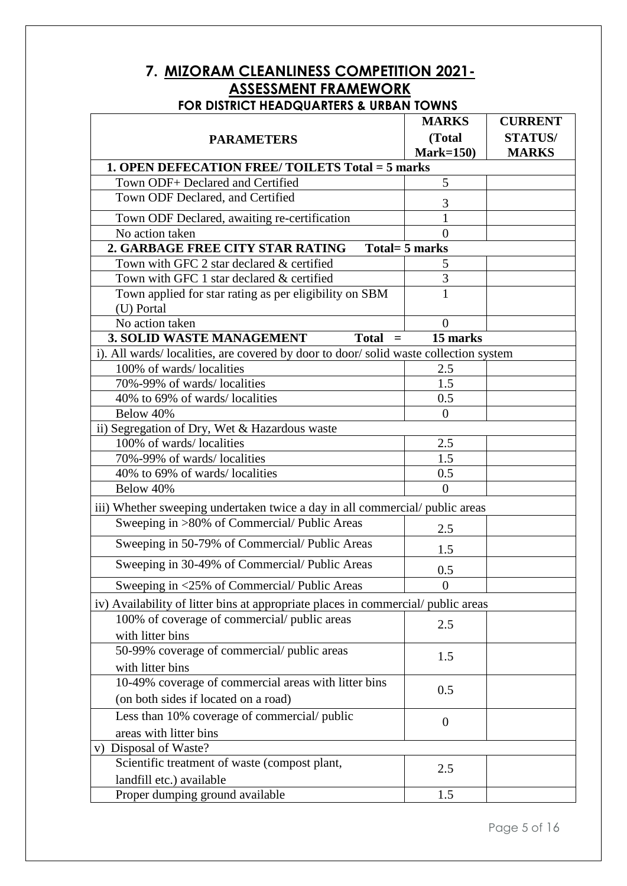# 7. MIZORAM CLEANLINESS COMPETITION 2021- ASSESSMENT FRAMEWORK

### FOR DISTRICT HEADQUARTERS & URBAN TOWNS

| PARAMETERS | MARKS (Total Mark=150) | CURRENT STATUS/ MARKS |
|---|---|---|
| **1. OPEN DEFECATION FREE/ TOILETS Total = 5 marks** | | |
| Town ODF+ Declared and Certified | 5 | |
| Town ODF Declared, and Certified | 3 | |
| Town ODF Declared, awaiting re-certification | 1 | |
| No action taken | 0 | |
| **2. GARBAGE FREE CITY STAR RATING Total= 5 marks** | | |
| Town with GFC 2 star declared & certified | 5 | |
| Town with GFC 1 star declared & certified | 3 | |
| Town applied for star rating as per eligibility on SBM (U) Portal | 1 | |
| No action taken | 0 | |
| **3. SOLID WASTE MANAGEMENT Total =** | **15 marks** | |
| i). All wards/ localities, are covered by door to door/ solid waste collection system | | |
| 100% of wards/ localities | 2.5 | |
| 70%-99% of wards/ localities | 1.5 | |
| 40% to 69% of wards/ localities | 0.5 | |
| Below 40% | 0 | |
| ii) Segregation of Dry, Wet & Hazardous waste | | |
| 100% of wards/ localities | 2.5 | |
| 70%-99% of wards/ localities | 1.5 | |
| 40% to 69% of wards/ localities | 0.5 | |
| Below 40% | 0 | |
| iii) Whether sweeping undertaken twice a day in all commercial/ public areas | | |
| Sweeping in >80% of Commercial/ Public Areas | 2.5 | |
| Sweeping in 50-79% of Commercial/ Public Areas | 1.5 | |
| Sweeping in 30-49% of Commercial/ Public Areas | 0.5 | |
| Sweeping in <25% of Commercial/ Public Areas | 0 | |
| iv) Availability of litter bins at appropriate places in commercial/ public areas | | |
| 100% of coverage of commercial/ public areas with litter bins | 2.5 | |
| 50-99% coverage of commercial/ public areas with litter bins | 1.5 | |
| 10-49% coverage of commercial areas with litter bins (on both sides if located on a road) | 0.5 | |
| Less than 10% coverage of commercial/ public areas with litter bins | 0 | |
| v) Disposal of Waste? | | |
| Scientific treatment of waste (compost plant, landfill etc.) available | 2.5 | |
| Proper dumping ground available | 1.5 | |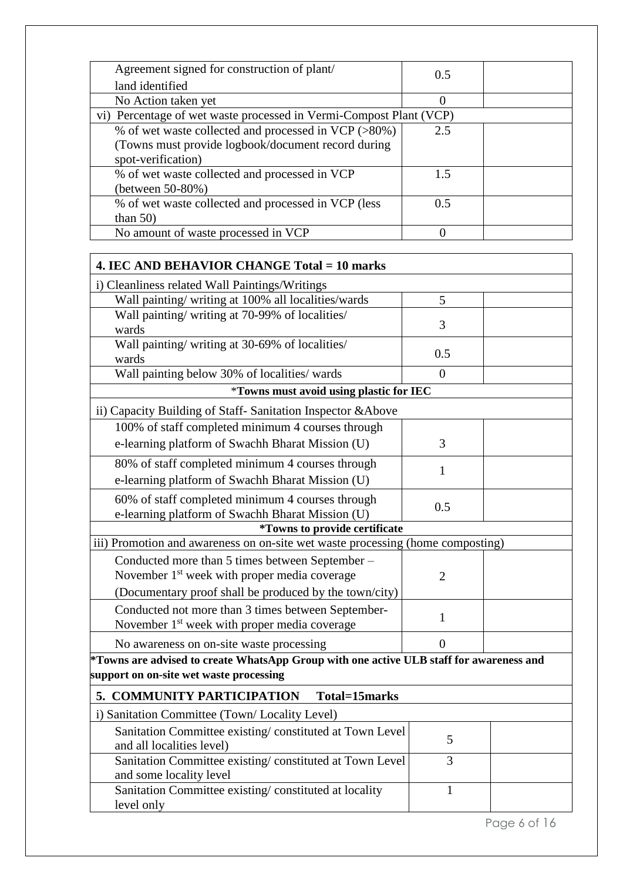| Agreement signed for construction of plant/ land identified | 0.5 | |
|---|---|---|
| No Action taken yet | 0 | |
| vi) Percentage of wet waste processed in Vermi-Compost Plant (VCP) | | |
| % of wet waste collected and processed in VCP (>80%) (Towns must provide logbook/document record during spot-verification) | 2.5 | |
| % of wet waste collected and processed in VCP (between 50-80%) | 1.5 | |
| % of wet waste collected and processed in VCP (less than 50) | 0.5 | |
| No amount of waste processed in VCP | 0 | |

| **4. IEC AND BEHAVIOR CHANGE Total = 10 marks** | | |
|---|---|---|
| i) Cleanliness related Wall Paintings/Writings | | |
| Wall painting/ writing at 100% all localities/wards | 5 | |
| Wall painting/ writing at 70-99% of localities/ wards | 3 | |
| Wall painting/ writing at 30-69% of localities/ wards | 0.5 | |
| Wall painting below 30% of localities/ wards | 0 | |
| ***Towns must avoid using plastic for IEC** | | |
| ii) Capacity Building of Staff- Sanitation Inspector &Above | | |
| 100% of staff completed minimum 4 courses through e-learning platform of Swachh Bharat Mission (U) | 3 | |
| 80% of staff completed minimum 4 courses through e-learning platform of Swachh Bharat Mission (U) | 1 | |
| 60% of staff completed minimum 4 courses through e-learning platform of Swachh Bharat Mission (U) | 0.5 | |
| ***Towns to provide certificate** | | |
| iii) Promotion and awareness on on-site wet waste processing (home composting) | | |
| Conducted more than 5 times between September – November 1st week with proper media coverage (Documentary proof shall be produced by the town/city) | 2 | |
| Conducted not more than 3 times between September-November 1st week with proper media coverage | 1 | |
| No awareness on on-site waste processing | 0 | |
| ***Towns are advised to create WhatsApp Group with one active ULB staff for awareness and support on on-site wet waste processing** | | |

| **5. COMMUNITY PARTICIPATION Total=15marks** | | |
|---|---|---|
| i) Sanitation Committee (Town/ Locality Level) | | |
| Sanitation Committee existing/ constituted at Town Level and all localities level) | 5 | |
| Sanitation Committee existing/ constituted at Town Level and some locality level | 3 | |
| Sanitation Committee existing/ constituted at locality level only | 1 | |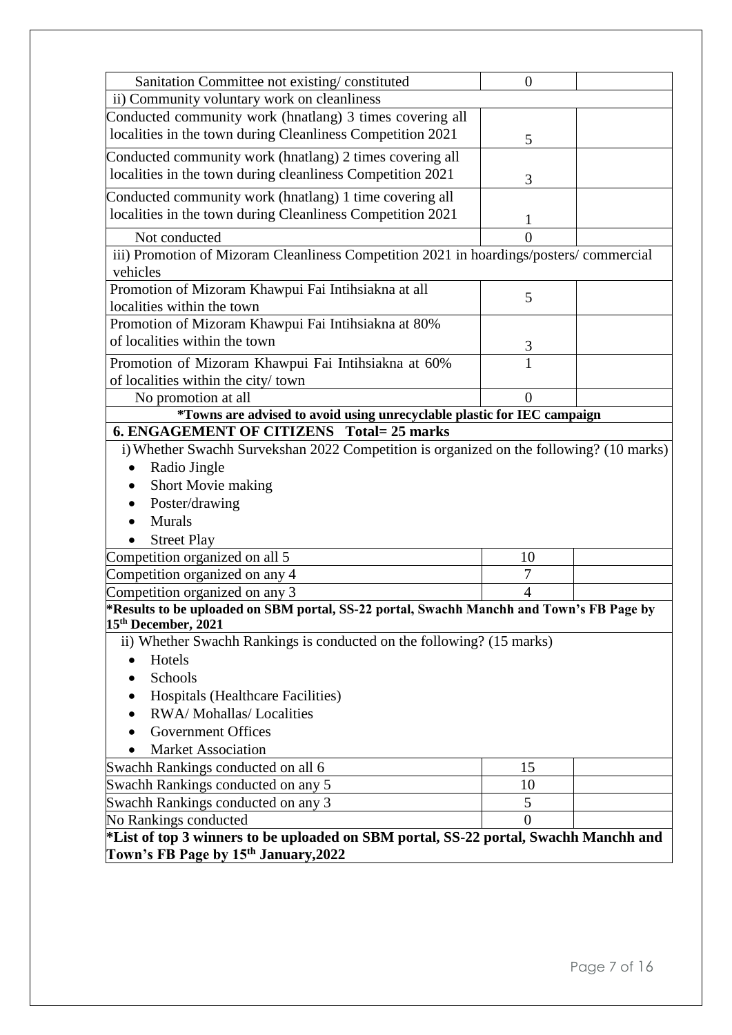| Sanitation Committee not existing/ constituted | 0 | |
|---|---|---|
| ii) Community voluntary work on cleanliness | | |
| Conducted community work (hnatlang) 3 times covering all localities in the town during Cleanliness Competition 2021 | 5 | |
| Conducted community work (hnatlang) 2 times covering all localities in the town during cleanliness Competition 2021 | 3 | |
| Conducted community work (hnatlang) 1 time covering all localities in the town during Cleanliness Competition 2021 | 1 | |
| Not conducted | 0 | |
| iii) Promotion of Mizoram Cleanliness Competition 2021 in hoardings/posters/ commercial vehicles | | |
| Promotion of Mizoram Khawpui Fai Intihsiakna at all localities within the town | 5 | |
| Promotion of Mizoram Khawpui Fai Intihsiakna at 80% of localities within the town | 3 | |
| Promotion of Mizoram Khawpui Fai Intihsiakna at 60% of localities within the city/ town | 1 | |
| No promotion at all | 0 | |
| **\*Towns are advised to avoid using unrecyclable plastic for IEC campaign** | | |
| **6. ENGAGEMENT OF CITIZENS Total= 25 marks** | | |
| i) Whether Swachh Survekshan 2022 Competition is organized on the following? (10 marks)<br>• Radio Jingle<br>• Short Movie making<br>• Poster/drawing<br>• Murals<br>• Street Play | | |
| Competition organized on all 5 | 10 | |
| Competition organized on any 4 | 7 | |
| Competition organized on any 3 | 4 | |
| **\*Results to be uploaded on SBM portal, SS-22 portal, Swachh Manchh and Town's FB Page by 15th December, 2021** | | |
| ii) Whether Swachh Rankings is conducted on the following? (15 marks)<br>• Hotels<br>• Schools<br>• Hospitals (Healthcare Facilities)<br>• RWA/ Mohallas/ Localities<br>• Government Offices<br>• Market Association | | |
| Swachh Rankings conducted on all 6 | 15 | |
| Swachh Rankings conducted on any 5 | 10 | |
| Swachh Rankings conducted on any 3 | 5 | |
| No Rankings conducted | 0 | |
| **\*List of top 3 winners to be uploaded on SBM portal, SS-22 portal, Swachh Manchh and Town's FB Page by 15th January,2022** | | |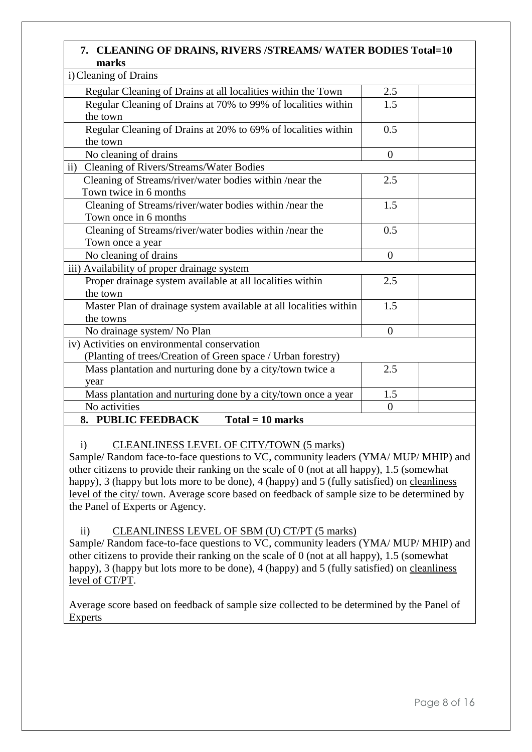| **7. CLEANING OF DRAINS, RIVERS /STREAMS/ WATER BODIES Total=10 marks** | | |
|---|---|---|
| i) Cleaning of Drains | | |
| Regular Cleaning of Drains at all localities within the Town | 2.5 | |
| Regular Cleaning of Drains at 70% to 99% of localities within the town | 1.5 | |
| Regular Cleaning of Drains at 20% to 69% of localities within the town | 0.5 | |
| No cleaning of drains | 0 | |
| ii) Cleaning of Rivers/Streams/Water Bodies | | |
| Cleaning of Streams/river/water bodies within /near the Town twice in 6 months | 2.5 | |
| Cleaning of Streams/river/water bodies within /near the Town once in 6 months | 1.5 | |
| Cleaning of Streams/river/water bodies within /near the Town once a year | 0.5 | |
| No cleaning of drains | 0 | |
| iii) Availability of proper drainage system | | |
| Proper drainage system available at all localities within the town | 2.5 | |
| Master Plan of drainage system available at all localities within the towns | 1.5 | |
| No drainage system/ No Plan | 0 | |
| iv) Activities on environmental conservation (Planting of trees/Creation of Green space / Urban forestry) | | |
| Mass plantation and nurturing done by a city/town twice a year | 2.5 | |
| Mass plantation and nurturing done by a city/town once a year | 1.5 | |
| No activities | 0 | |

**8. PUBLIC FEEDBACK Total = 10 marks**

i) CLEANLINESS LEVEL OF CITY/TOWN (5 marks)

Sample/ Random face-to-face questions to VC, community leaders (YMA/ MUP/ MHIP) and other citizens to provide their ranking on the scale of 0 (not at all happy), 1.5 (somewhat happy), 3 (happy but lots more to be done), 4 (happy) and 5 (fully satisfied) on cleanliness level of the city/ town. Average score based on feedback of sample size to be determined by the Panel of Experts or Agency.

ii) CLEANLINESS LEVEL OF SBM (U) CT/PT (5 marks)

Sample/ Random face-to-face questions to VC, community leaders (YMA/ MUP/ MHIP) and other citizens to provide their ranking on the scale of 0 (not at all happy), 1.5 (somewhat happy), 3 (happy but lots more to be done), 4 (happy) and 5 (fully satisfied) on cleanliness level of CT/PT.

Average score based on feedback of sample size collected to be determined by the Panel of Experts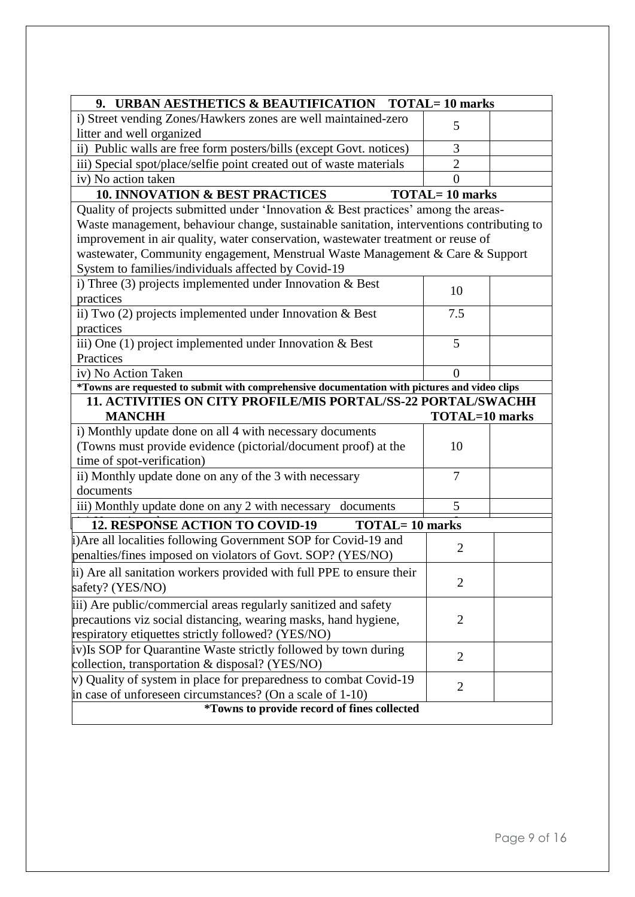| 9. URBAN AESTHETICS & BEAUTIFICATION TOTAL= 10 marks | | |
|---|---|---|
| i) Street vending Zones/Hawkers zones are well maintained-zero litter and well organized | 5 | |
| ii) Public walls are free form posters/bills (except Govt. notices) | 3 | |
| iii) Special spot/place/selfie point created out of waste materials | 2 | |
| iv) No action taken | 0 | |
| **10. INNOVATION & BEST PRACTICES TOTAL= 10 marks** | | |
| Quality of projects submitted under 'Innovation & Best practices' among the areas- Waste management, behaviour change, sustainable sanitation, interventions contributing to improvement in air quality, water conservation, wastewater treatment or reuse of wastewater, Community engagement, Menstrual Waste Management & Care & Support System to families/individuals affected by Covid-19 | | |
| i) Three (3) projects implemented under Innovation & Best practices | 10 | |
| ii) Two (2) projects implemented under Innovation & Best practices | 7.5 | |
| iii) One (1) project implemented under Innovation & Best Practices | 5 | |
| iv) No Action Taken | 0 | |
| ***Towns are requested to submit with comprehensive documentation with pictures and video clips** | | |
| **11. ACTIVITIES ON CITY PROFILE/MIS PORTAL/SS-22 PORTAL/SWACHH MANCHH TOTAL=10 marks** | | |
| i) Monthly update done on all 4 with necessary documents (Towns must provide evidence (pictorial/document proof) at the time of spot-verification) | 10 | |
| ii) Monthly update done on any of the 3 with necessary documents | 7 | |
| iii) Monthly update done on any 2 with necessary documents | 5 | |
| iv) No action taken | 0 | |

| 12. RESPONSE ACTION TO COVID-19 TOTAL= 10 marks | | |
|---|---|---|
| i) Are all localities following Government SOP for Covid-19 and penalties/fines imposed on violators of Govt. SOP? (YES/NO) | 2 | |
| ii) Are all sanitation workers provided with full PPE to ensure their safety? (YES/NO) | 2 | |
| iii) Are public/commercial areas regularly sanitized and safety precautions viz social distancing, wearing masks, hand hygiene, respiratory etiquettes strictly followed? (YES/NO) | 2 | |
| iv) Is SOP for Quarantine Waste strictly followed by town during collection, transportation & disposal? (YES/NO) | 2 | |
| v) Quality of system in place for preparedness to combat Covid-19 in case of unforeseen circumstances? (On a scale of 1-10) | 2 | |
| ***Towns to provide record of fines collected** | | |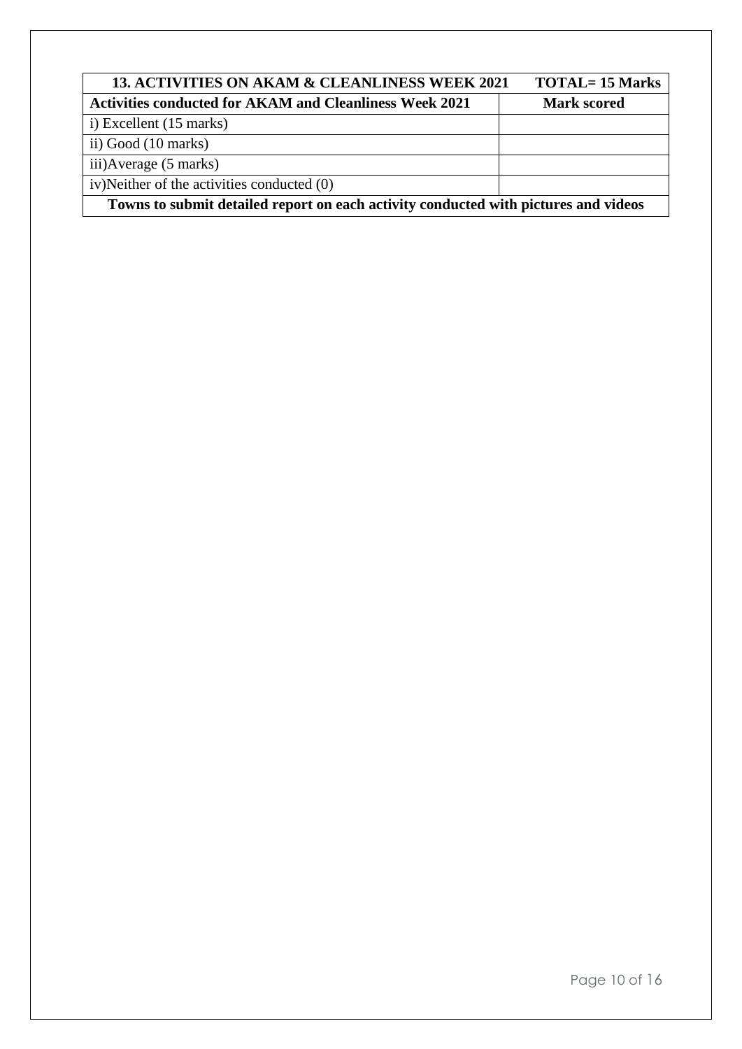| 13. ACTIVITIES ON AKAM & CLEANLINESS WEEK 2021 | TOTAL= 15 Marks |
| --- | --- |
| **Activities conducted for AKAM and Cleanliness Week 2021** | **Mark scored** |
| i) Excellent (15 marks) | |
| ii) Good (10 marks) | |
| iii)Average (5 marks) | |
| iv)Neither of the activities conducted (0) | |
| **Towns to submit detailed report on each activity conducted with pictures and videos** | |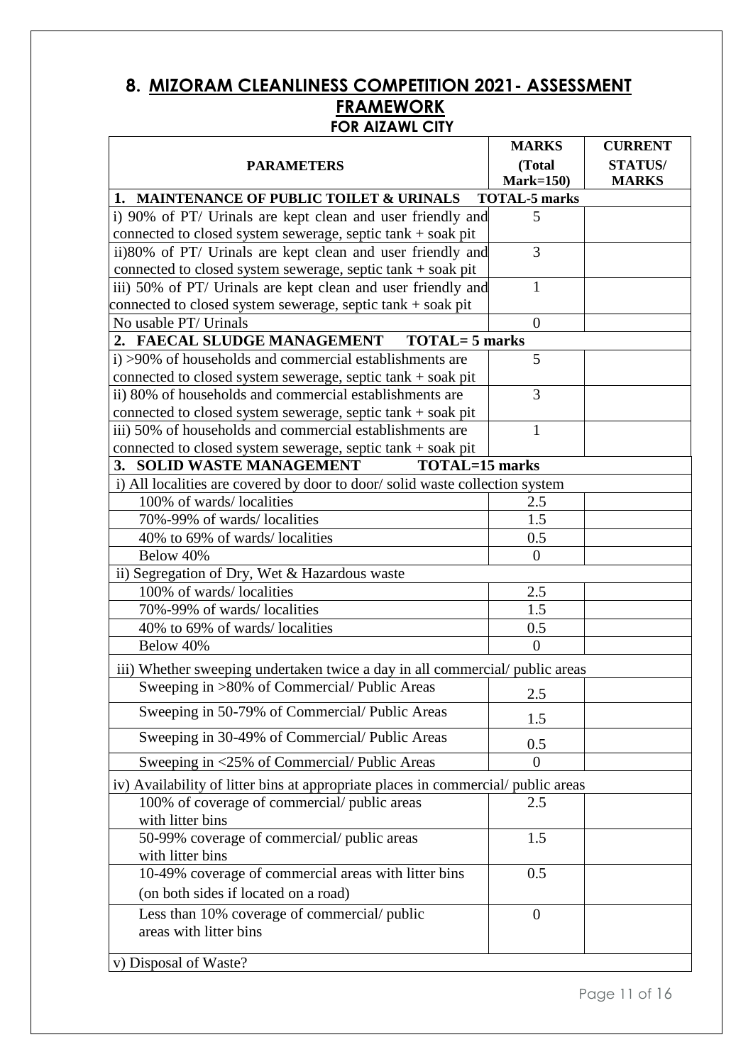## 8. MIZORAM CLEANLINESS COMPETITION 2021- ASSESSMENT FRAMEWORK

### FOR AIZAWL CITY

| PARAMETERS | MARKS (Total Mark=150) | CURRENT STATUS/ MARKS |
|---|---|---|
| **1. MAINTENANCE OF PUBLIC TOILET & URINALS** | **TOTAL-5 marks** | |
| i) 90% of PT/ Urinals are kept clean and user friendly and connected to closed system sewerage, septic tank + soak pit | 5 | |
| ii)80% of PT/ Urinals are kept clean and user friendly and connected to closed system sewerage, septic tank + soak pit | 3 | |
| iii) 50% of PT/ Urinals are kept clean and user friendly and connected to closed system sewerage, septic tank + soak pit | 1 | |
| No usable PT/ Urinals | 0 | |
| **2. FAECAL SLUDGE MANAGEMENT TOTAL= 5 marks** | | |
| i) >90% of households and commercial establishments are connected to closed system sewerage, septic tank + soak pit | 5 | |
| ii) 80% of households and commercial establishments are connected to closed system sewerage, septic tank + soak pit | 3 | |
| iii) 50% of households and commercial establishments are connected to closed system sewerage, septic tank + soak pit | 1 | |
| **3. SOLID WASTE MANAGEMENT TOTAL=15 marks** | | |
| i) All localities are covered by door to door/ solid waste collection system | | |
| 100% of wards/ localities | 2.5 | |
| 70%-99% of wards/ localities | 1.5 | |
| 40% to 69% of wards/ localities | 0.5 | |
| Below 40% | 0 | |
| ii) Segregation of Dry, Wet & Hazardous waste | | |
| 100% of wards/ localities | 2.5 | |
| 70%-99% of wards/ localities | 1.5 | |
| 40% to 69% of wards/ localities | 0.5 | |
| Below 40% | 0 | |
| iii) Whether sweeping undertaken twice a day in all commercial/ public areas | | |
| Sweeping in >80% of Commercial/ Public Areas | 2.5 | |
| Sweeping in 50-79% of Commercial/ Public Areas | 1.5 | |
| Sweeping in 30-49% of Commercial/ Public Areas | 0.5 | |
| Sweeping in <25% of Commercial/ Public Areas | 0 | |
| iv) Availability of litter bins at appropriate places in commercial/ public areas | | |
| 100% of coverage of commercial/ public areas with litter bins | 2.5 | |
| 50-99% coverage of commercial/ public areas with litter bins | 1.5 | |
| 10-49% coverage of commercial areas with litter bins (on both sides if located on a road) | 0.5 | |
| Less than 10% coverage of commercial/ public areas with litter bins | 0 | |
| v) Disposal of Waste? | | |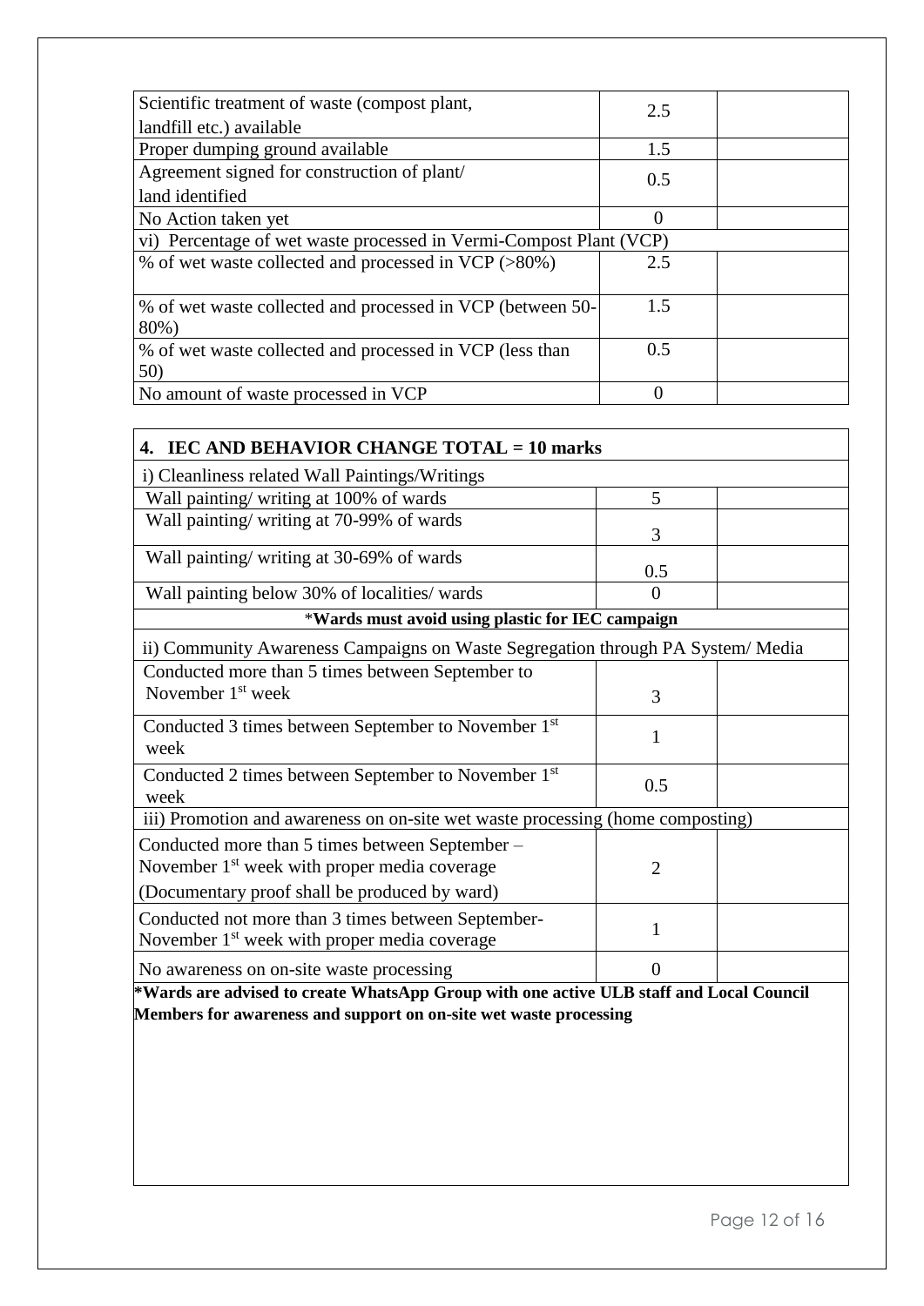| | | |
|---|---|---|
| Scientific treatment of waste (compost plant, landfill etc.) available | 2.5 | |
| Proper dumping ground available | 1.5 | |
| Agreement signed for construction of plant/ land identified | 0.5 | |
| No Action taken yet | 0 | |
| vi) Percentage of wet waste processed in Vermi-Compost Plant (VCP) | | |
| % of wet waste collected and processed in VCP (>80%) | 2.5 | |
| % of wet waste collected and processed in VCP (between 50-80%) | 1.5 | |
| % of wet waste collected and processed in VCP (less than 50) | 0.5 | |
| No amount of waste processed in VCP | 0 | |

| **4. IEC AND BEHAVIOR CHANGE TOTAL = 10 marks** | | |
|---|---|---|
| i) Cleanliness related Wall Paintings/Writings | | |
| Wall painting/ writing at 100% of wards | 5 | |
| Wall painting/ writing at 70-99% of wards | 3 | |
| Wall painting/ writing at 30-69% of wards | 0.5 | |
| Wall painting below 30% of localities/ wards | 0 | |
| *Wards must avoid using plastic for IEC campaign** | | |
| ii) Community Awareness Campaigns on Waste Segregation through PA System/ Media | | |
| Conducted more than 5 times between September to November 1st week | 3 | |
| Conducted 3 times between September to November 1st week | 1 | |
| Conducted 2 times between September to November 1st week | 0.5 | |
| iii) Promotion and awareness on on-site wet waste processing (home composting) | | |
| Conducted more than 5 times between September – November 1st week with proper media coverage (Documentary proof shall be produced by ward) | 2 | |
| Conducted not more than 3 times between September-November 1st week with proper media coverage | 1 | |
| No awareness on on-site waste processing | 0 | |

**\*Wards are advised to create WhatsApp Group with one active ULB staff and Local Council Members for awareness and support on on-site wet waste processing**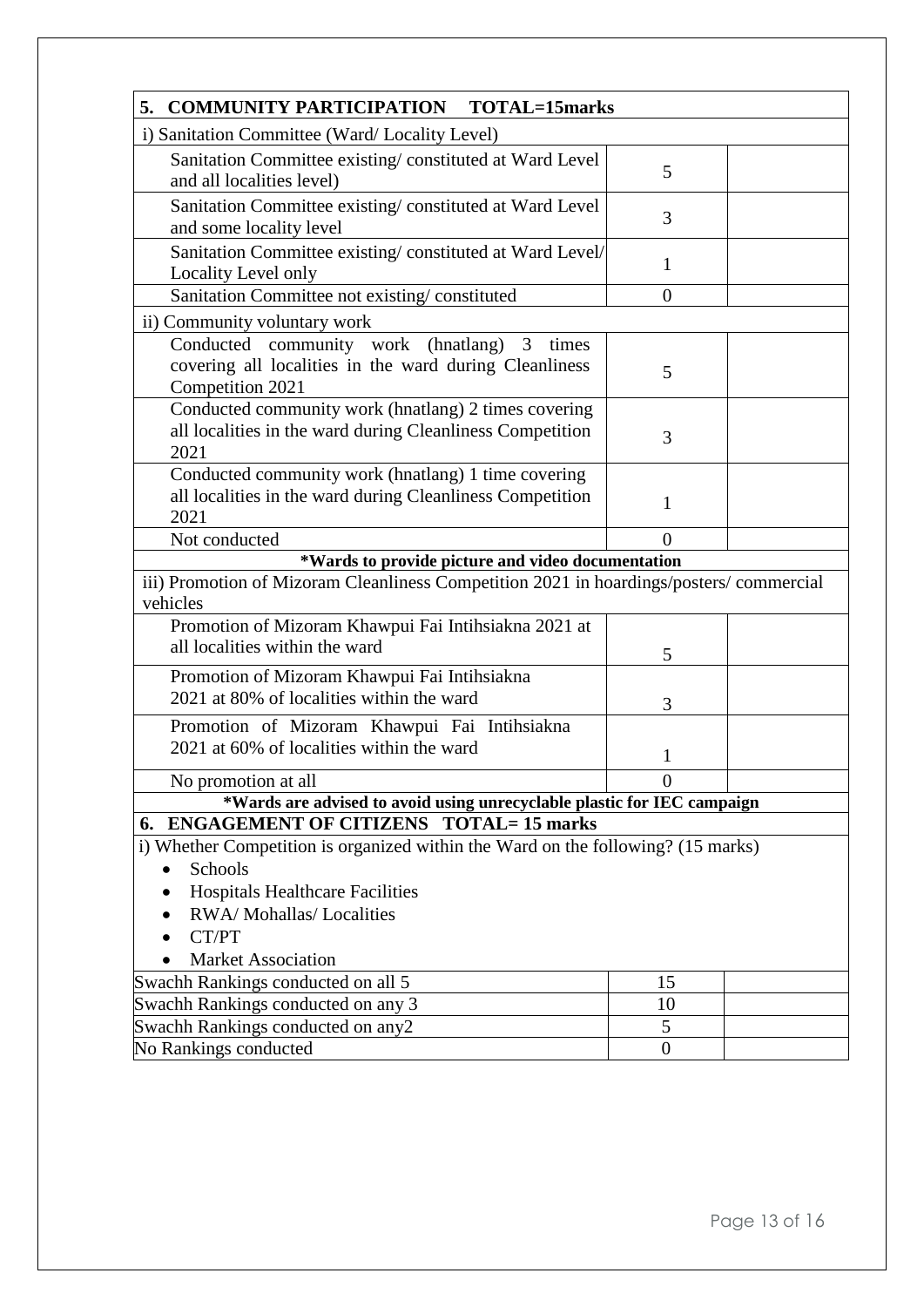| 5. COMMUNITY PARTICIPATION TOTAL=15marks | | |
|---|---|---|
| i) Sanitation Committee (Ward/ Locality Level) | | |
| Sanitation Committee existing/ constituted at Ward Level and all localities level) | 5 | |
| Sanitation Committee existing/ constituted at Ward Level and some locality level | 3 | |
| Sanitation Committee existing/ constituted at Ward Level/ Locality Level only | 1 | |
| Sanitation Committee not existing/ constituted | 0 | |
| ii) Community voluntary work | | |
| Conducted community work (hnatlang) 3 times covering all localities in the ward during Cleanliness Competition 2021 | 5 | |
| Conducted community work (hnatlang) 2 times covering all localities in the ward during Cleanliness Competition 2021 | 3 | |
| Conducted community work (hnatlang) 1 time covering all localities in the ward during Cleanliness Competition 2021 | 1 | |
| Not conducted | 0 | |
| **\*Wards to provide picture and video documentation** | | |
| iii) Promotion of Mizoram Cleanliness Competition 2021 in hoardings/posters/ commercial vehicles | | |
| Promotion of Mizoram Khawpui Fai Intihsiakna 2021 at all localities within the ward | 5 | |
| Promotion of Mizoram Khawpui Fai Intihsiakna 2021 at 80% of localities within the ward | 3 | |
| Promotion of Mizoram Khawpui Fai Intihsiakna 2021 at 60% of localities within the ward | 1 | |
| No promotion at all | 0 | |
| **\*Wards are advised to avoid using unrecyclable plastic for IEC campaign** | | |

| 6. ENGAGEMENT OF CITIZENS TOTAL= 15 marks | | |
|---|---|---|
| i) Whether Competition is organized within the Ward on the following? (15 marks)<br>• Schools<br>• Hospitals Healthcare Facilities<br>• RWA/ Mohallas/ Localities<br>• CT/PT<br>• Market Association | | |
| Swachh Rankings conducted on all 5 | 15 | |
| Swachh Rankings conducted on any 3 | 10 | |
| Swachh Rankings conducted on any2 | 5 | |
| No Rankings conducted | 0 | |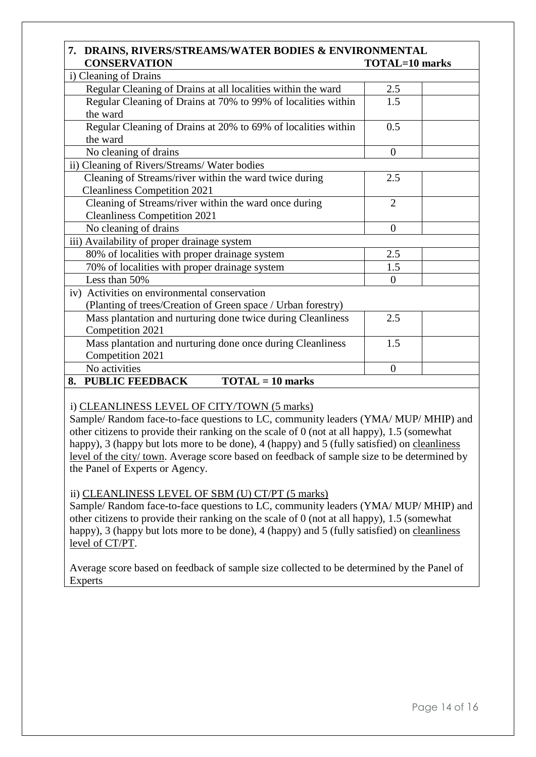| 7. DRAINS, RIVERS/STREAMS/WATER BODIES & ENVIRONMENTAL CONSERVATION | TOTAL=10 marks | |
|---|---|---|
| i) Cleaning of Drains | | |
| Regular Cleaning of Drains at all localities within the ward | 2.5 | |
| Regular Cleaning of Drains at 70% to 99% of localities within the ward | 1.5 | |
| Regular Cleaning of Drains at 20% to 69% of localities within the ward | 0.5 | |
| No cleaning of drains | 0 | |
| ii) Cleaning of Rivers/Streams/ Water bodies | | |
| Cleaning of Streams/river within the ward twice during Cleanliness Competition 2021 | 2.5 | |
| Cleaning of Streams/river within the ward once during Cleanliness Competition 2021 | 2 | |
| No cleaning of drains | 0 | |
| iii) Availability of proper drainage system | | |
| 80% of localities with proper drainage system | 2.5 | |
| 70% of localities with proper drainage system | 1.5 | |
| Less than 50% | 0 | |
| iv) Activities on environmental conservation (Planting of trees/Creation of Green space / Urban forestry) | | |
| Mass plantation and nurturing done twice during Cleanliness Competition 2021 | 2.5 | |
| Mass plantation and nurturing done once during Cleanliness Competition 2021 | 1.5 | |
| No activities | 0 | |

**8. PUBLIC FEEDBACK TOTAL = 10 marks**

i) CLEANLINESS LEVEL OF CITY/TOWN (5 marks)

Sample/ Random face-to-face questions to LC, community leaders (YMA/ MUP/ MHIP) and other citizens to provide their ranking on the scale of 0 (not at all happy), 1.5 (somewhat happy), 3 (happy but lots more to be done), 4 (happy) and 5 (fully satisfied) on cleanliness level of the city/ town. Average score based on feedback of sample size to be determined by the Panel of Experts or Agency.

ii) CLEANLINESS LEVEL OF SBM (U) CT/PT (5 marks)

Sample/ Random face-to-face questions to LC, community leaders (YMA/ MUP/ MHIP) and other citizens to provide their ranking on the scale of 0 (not at all happy), 1.5 (somewhat happy), 3 (happy but lots more to be done), 4 (happy) and 5 (fully satisfied) on cleanliness level of CT/PT.

Average score based on feedback of sample size collected to be determined by the Panel of Experts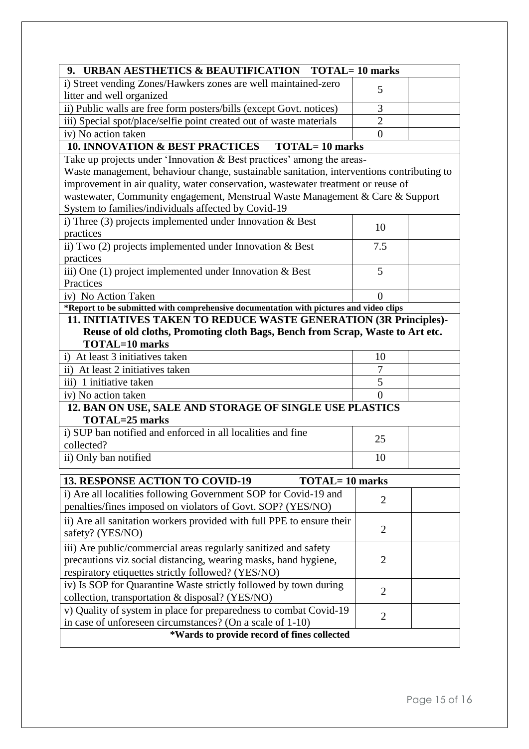| 9. URBAN AESTHETICS & BEAUTIFICATION TOTAL= 10 marks | | |
|---|---|---|
| i) Street vending Zones/Hawkers zones are well maintained-zero litter and well organized | 5 | |
| ii) Public walls are free form posters/bills (except Govt. notices) | 3 | |
| iii) Special spot/place/selfie point created out of waste materials | 2 | |
| iv) No action taken | 0 | |
| **10. INNOVATION & BEST PRACTICES TOTAL= 10 marks** | | |
| Take up projects under 'Innovation & Best practices' among the areas- Waste management, behaviour change, sustainable sanitation, interventions contributing to improvement in air quality, water conservation, wastewater treatment or reuse of wastewater, Community engagement, Menstrual Waste Management & Care & Support System to families/individuals affected by Covid-19 | | |
| i) Three (3) projects implemented under Innovation & Best practices | 10 | |
| ii) Two (2) projects implemented under Innovation & Best practices | 7.5 | |
| iii) One (1) project implemented under Innovation & Best Practices | 5 | |
| iv) No Action Taken | 0 | |
| ***Report to be submitted with comprehensive documentation with pictures and video clips** | | |
| **11. INITIATIVES TAKEN TO REDUCE WASTE GENERATION (3R Principles)- Reuse of old cloths, Promoting cloth Bags, Bench from Scrap, Waste to Art etc. TOTAL=10 marks** | | |
| i) At least 3 initiatives taken | 10 | |
| ii) At least 2 initiatives taken | 7 | |
| iii) 1 initiative taken | 5 | |
| iv) No action taken | 0 | |
| **12. BAN ON USE, SALE AND STORAGE OF SINGLE USE PLASTICS TOTAL=25 marks** | | |
| i) SUP ban notified and enforced in all localities and fine collected? | 25 | |
| ii) Only ban notified | 10 | |

| 13. RESPONSE ACTION TO COVID-19 TOTAL= 10 marks | | |
|---|---|---|
| i) Are all localities following Government SOP for Covid-19 and penalties/fines imposed on violators of Govt. SOP? (YES/NO) | 2 | |
| ii) Are all sanitation workers provided with full PPE to ensure their safety? (YES/NO) | 2 | |
| iii) Are public/commercial areas regularly sanitized and safety precautions viz social distancing, wearing masks, hand hygiene, respiratory etiquettes strictly followed? (YES/NO) | 2 | |
| iv) Is SOP for Quarantine Waste strictly followed by town during collection, transportation & disposal? (YES/NO) | 2 | |
| v) Quality of system in place for preparedness to combat Covid-19 in case of unforeseen circumstances? (On a scale of 1-10) | 2 | |
| ***Wards to provide record of fines collected** | | |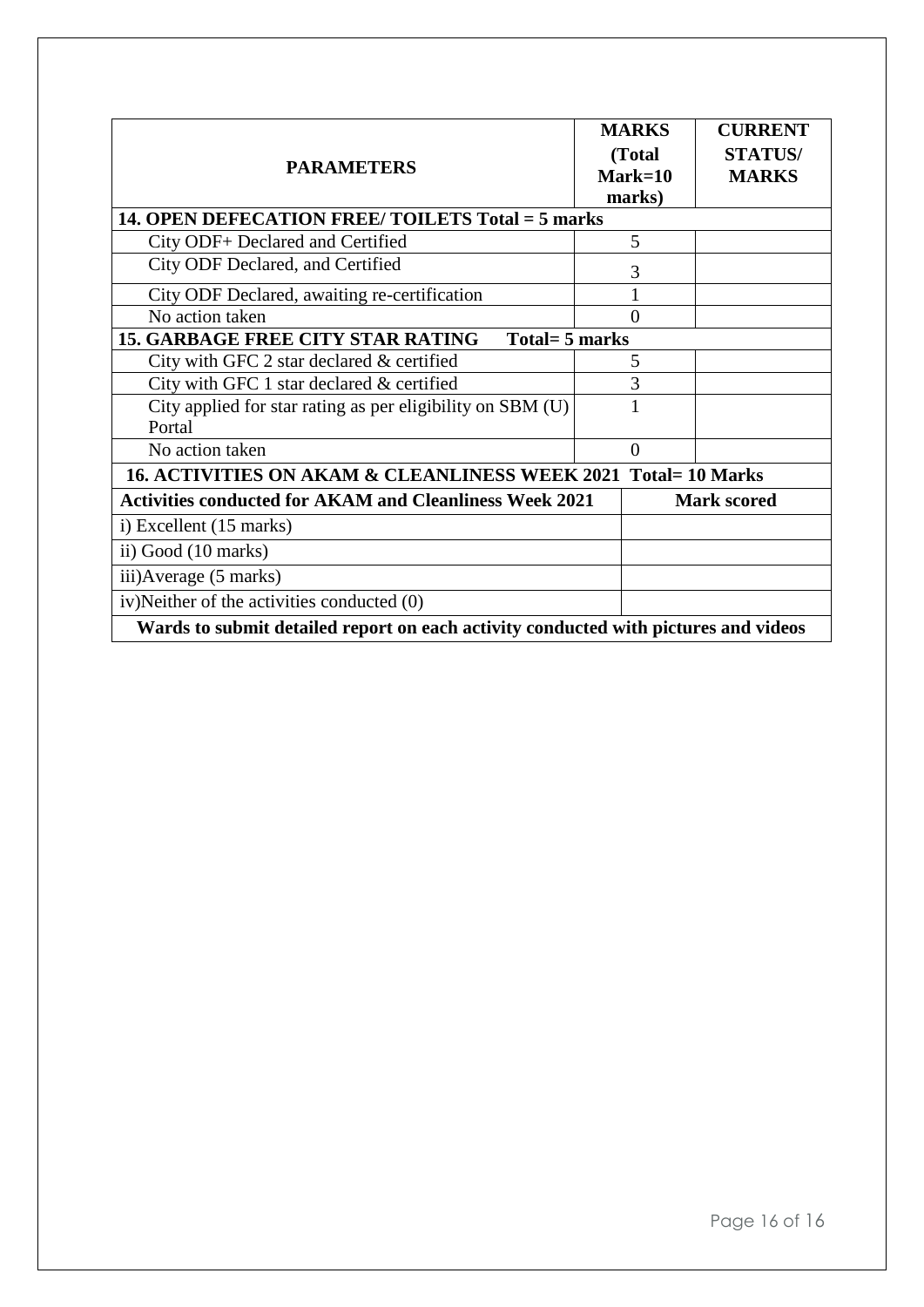| PARAMETERS | MARKS (Total Mark=10 marks) | CURRENT STATUS/ MARKS |
|---|---|---|
| **14. OPEN DEFECATION FREE/ TOILETS Total = 5 marks** | | |
| City ODF+ Declared and Certified | 5 | |
| City ODF Declared, and Certified | 3 | |
| City ODF Declared, awaiting re-certification | 1 | |
| No action taken | 0 | |
| **15. GARBAGE FREE CITY STAR RATING Total= 5 marks** | | |
| City with GFC 2 star declared & certified | 5 | |
| City with GFC 1 star declared & certified | 3 | |
| City applied for star rating as per eligibility on SBM (U) Portal | 1 | |
| No action taken | 0 | |
| **16. ACTIVITIES ON AKAM & CLEANLINESS WEEK 2021 Total= 10 Marks** | | |
| **Activities conducted for AKAM and Cleanliness Week 2021** | **Mark scored** | |
| i) Excellent (15 marks) | | |
| ii) Good (10 marks) | | |
| iii)Average (5 marks) | | |
| iv)Neither of the activities conducted (0) | | |
| **Wards to submit detailed report on each activity conducted with pictures and videos** | | |